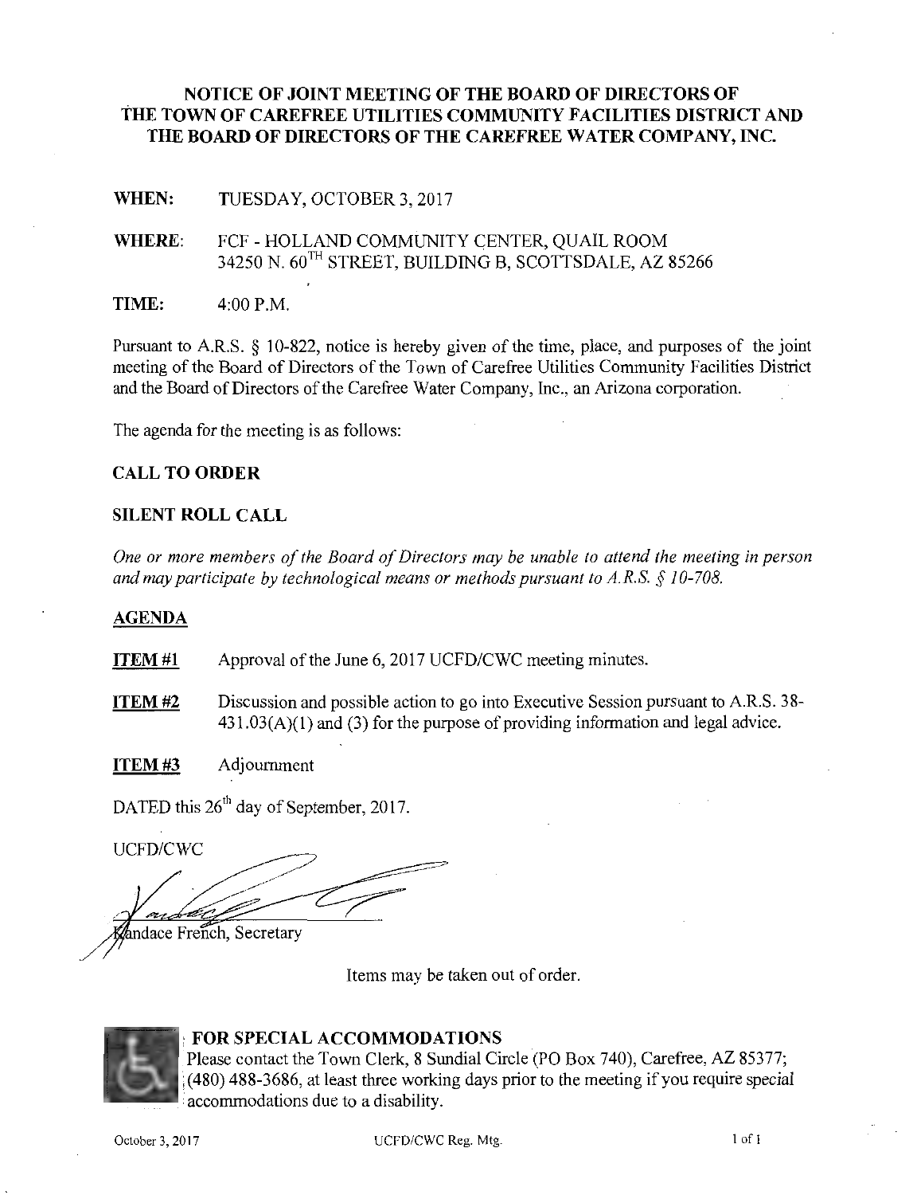# NOTICE OF JOINT MEETING OF THE BOARD OF DIRECTORS OF THE TOWN OF CAREFREE UTILITIES COMMUNITY FACILITIES DISTRICT AND THE BOARD OF DIRECTORS OF THE CAREFREE WATER COMPANY, INC.

**WHEN:** TUESDAY, OCTOBER 3, 2017

**WHERE:** FCF - HOLLAND COMMUNITY CENTER, QUAIL ROOM
34250 N. 60TH STREET, BUILDING B, SCOTTSDALE, AZ 85266

**TIME:** 4:00 P.M.

Pursuant to A.R.S. § 10-822, notice is hereby given of the time, place, and purposes of the joint meeting of the Board of Directors of the Town of Carefree Utilities Community Facilities District and the Board of Directors of the Carefree Water Company, Inc., an Arizona corporation.

The agenda for the meeting is as follows:

## CALL TO ORDER

## SILENT ROLL CALL

*One or more members of the Board of Directors may be unable to attend the meeting in person and may participate by technological means or methods pursuant to A.R.S. § 10-708.*

## AGENDA

**ITEM #1** Approval of the June 6, 2017 UCFD/CWC meeting minutes.

**ITEM #2** Discussion and possible action to go into Executive Session pursuant to A.R.S. 38-431.03(A)(1) and (3) for the purpose of providing information and legal advice.

**ITEM #3** Adjournment

DATED this 26th day of September, 2017.

UCFD/CWC

Kandace French, Secretary

Items may be taken out of order.

**FOR SPECIAL ACCOMMODATIONS**
Please contact the Town Clerk, 8 Sundial Circle (PO Box 740), Carefree, AZ 85377; (480) 488-3686, at least three working days prior to the meeting if you require special accommodations due to a disability.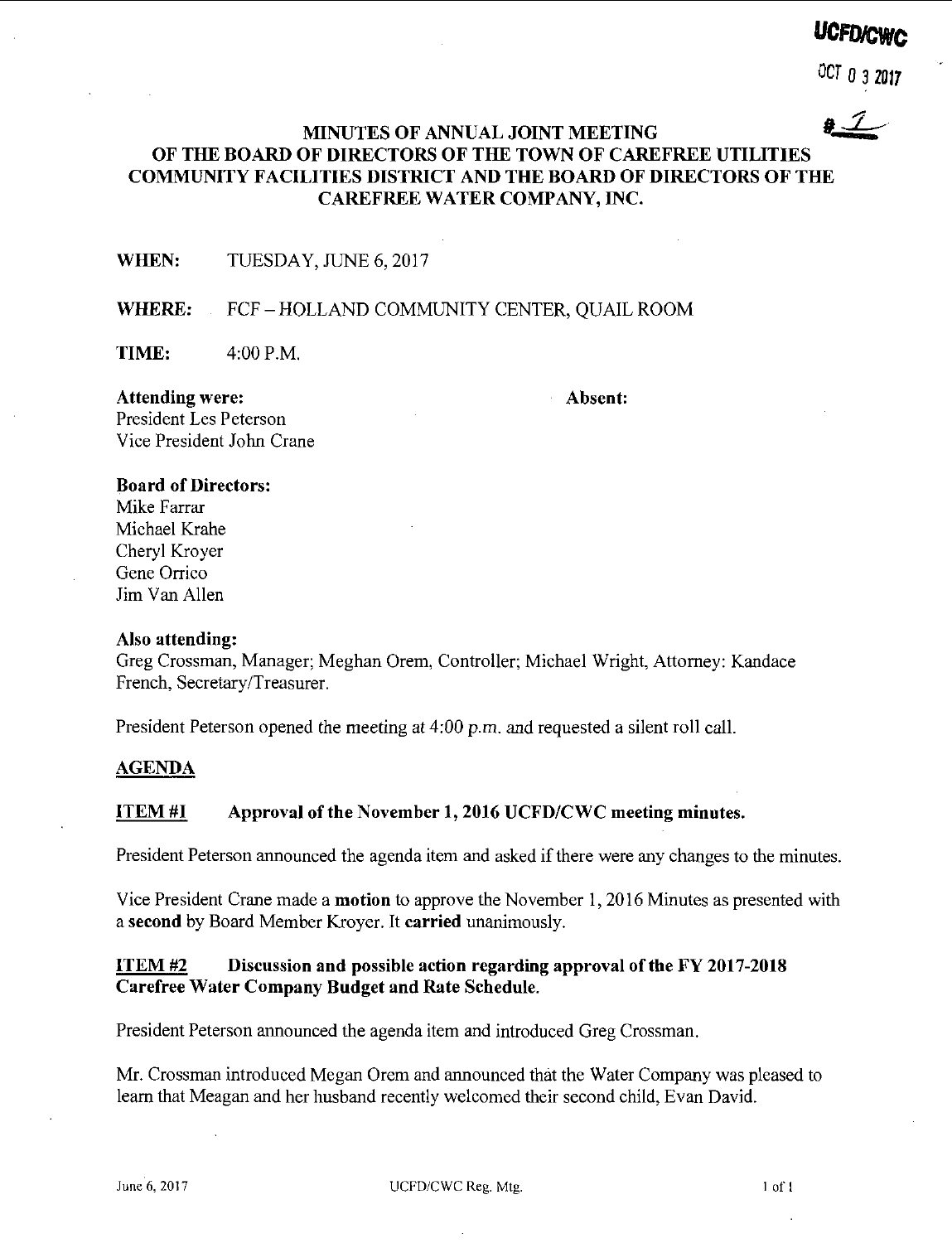**UCFD/CWC**

OCT 0 3 2017

#7

# MINUTES OF ANNUAL JOINT MEETING OF THE BOARD OF DIRECTORS OF THE TOWN OF CAREFREE UTILITIES COMMUNITY FACILITIES DISTRICT AND THE BOARD OF DIRECTORS OF THE CAREFREE WATER COMPANY, INC.

**WHEN:** TUESDAY, JUNE 6, 2017

**WHERE:** FCF – HOLLAND COMMUNITY CENTER, QUAIL ROOM

**TIME:** 4:00 P.M.

**Attending were:**
President Les Peterson
Vice President John Crane

**Absent:**

**Board of Directors:**
Mike Farrar
Michael Krahe
Cheryl Kroyer
Gene Orrico
Jim Van Allen

**Also attending:**
Greg Crossman, Manager; Meghan Orem, Controller; Michael Wright, Attorney: Kandace French, Secretary/Treasurer.

President Peterson opened the meeting at 4:00 *p.m.* and requested a silent roll call.

## AGENDA

### ITEM #1 Approval of the November 1, 2016 UCFD/CWC meeting minutes.

President Peterson announced the agenda item and asked if there were any changes to the minutes.

Vice President Crane made a **motion** to approve the November 1, 2016 Minutes as presented with a **second** by Board Member Kroyer. It **carried** unanimously.

### ITEM #2 Discussion and possible action regarding approval of the FY 2017-2018 Carefree Water Company Budget and Rate Schedule.

President Peterson announced the agenda item and introduced Greg Crossman.

Mr. Crossman introduced Megan Orem and announced that the Water Company was pleased to learn that Meagan and her husband recently welcomed their second child, Evan David.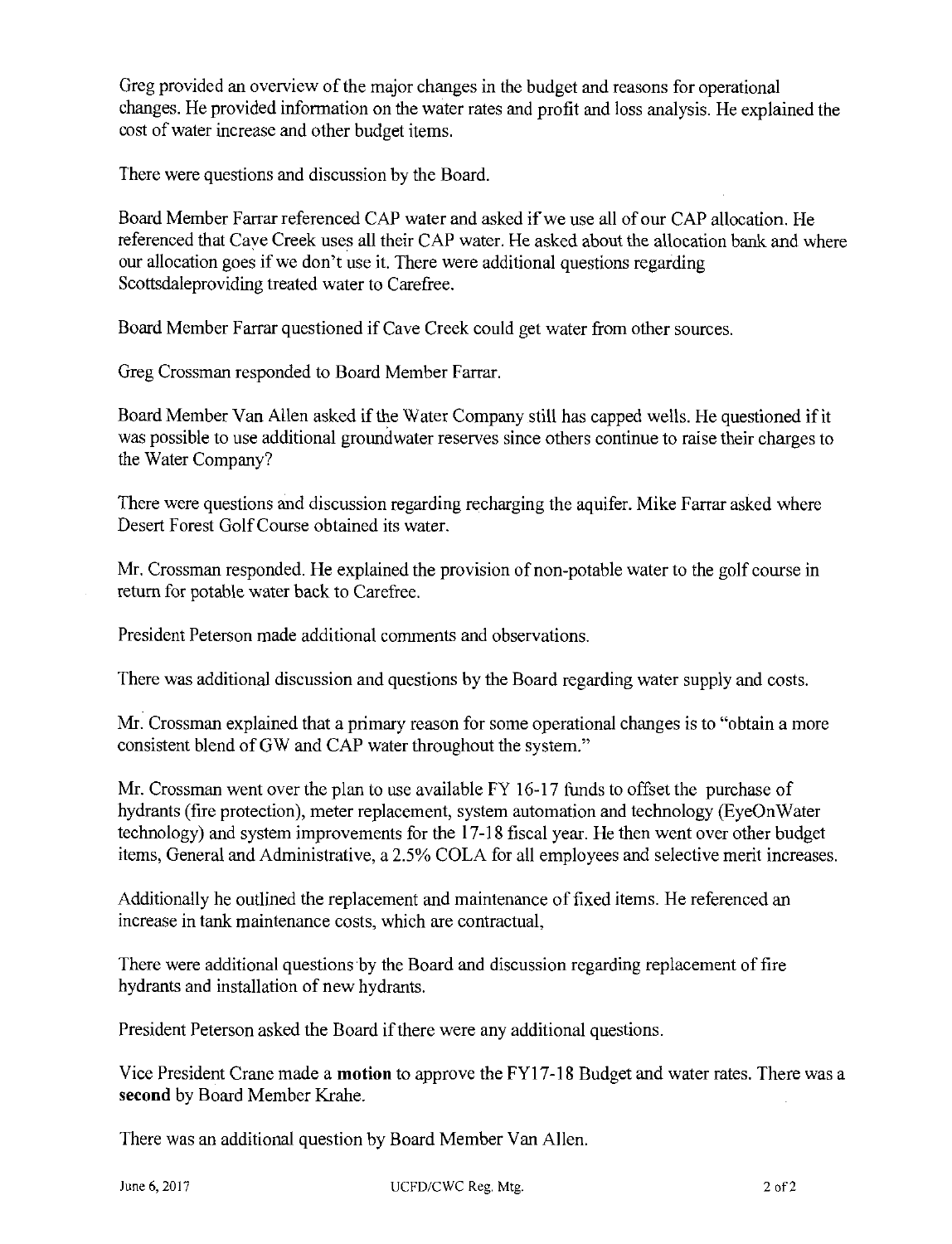Greg provided an overview of the major changes in the budget and reasons for operational changes. He provided information on the water rates and profit and loss analysis. He explained the cost of water increase and other budget items.

There were questions and discussion by the Board.

Board Member Farrar referenced CAP water and asked if we use all of our CAP allocation. He referenced that Cave Creek uses all their CAP water. He asked about the allocation bank and where our allocation goes if we don't use it. There were additional questions regarding Scottsdaleproviding treated water to Carefree.

Board Member Farrar questioned if Cave Creek could get water from other sources.

Greg Crossman responded to Board Member Farrar.

Board Member Van Allen asked if the Water Company still has capped wells. He questioned if it was possible to use additional groundwater reserves since others continue to raise their charges to the Water Company?

There were questions and discussion regarding recharging the aquifer. Mike Farrar asked where Desert Forest Golf Course obtained its water.

Mr. Crossman responded. He explained the provision of non-potable water to the golf course in return for potable water back to Carefree.

President Peterson made additional comments and observations.

There was additional discussion and questions by the Board regarding water supply and costs.

Mr. Crossman explained that a primary reason for some operational changes is to "obtain a more consistent blend of GW and CAP water throughout the system."

Mr. Crossman went over the plan to use available FY 16-17 funds to offset the purchase of hydrants (fire protection), meter replacement, system automation and technology (EyeOnWater technology) and system improvements for the 17-18 fiscal year. He then went over other budget items, General and Administrative, a 2.5% COLA for all employees and selective merit increases.

Additionally he outlined the replacement and maintenance of fixed items. He referenced an increase in tank maintenance costs, which are contractual,

There were additional questions by the Board and discussion regarding replacement of fire hydrants and installation of new hydrants.

President Peterson asked the Board if there were any additional questions.

Vice President Crane made a **motion** to approve the FY17-18 Budget and water rates. There was a **second** by Board Member Krahe.

There was an additional question by Board Member Van Allen.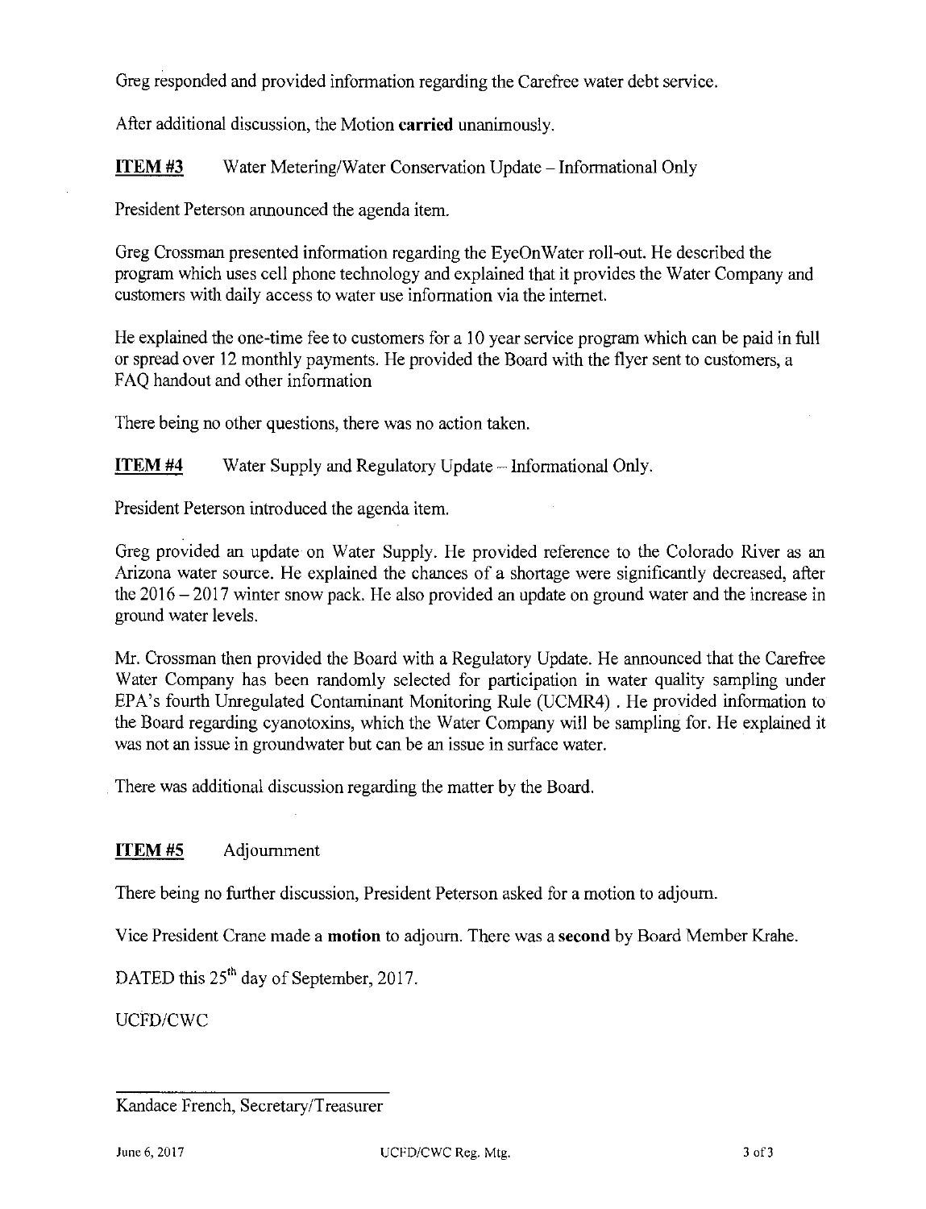Greg responded and provided information regarding the Carefree water debt service.

After additional discussion, the Motion **carried** unanimously.

**ITEM #3** Water Metering/Water Conservation Update – Informational Only

President Peterson announced the agenda item.

Greg Crossman presented information regarding the EyeOnWater roll-out. He described the program which uses cell phone technology and explained that it provides the Water Company and customers with daily access to water use information via the internet.

He explained the one-time fee to customers for a 10 year service program which can be paid in full or spread over 12 monthly payments. He provided the Board with the flyer sent to customers, a FAQ handout and other information

There being no other questions, there was no action taken.

**ITEM #4** Water Supply and Regulatory Update – Informational Only.

President Peterson introduced the agenda item.

Greg provided an update on Water Supply. He provided reference to the Colorado River as an Arizona water source. He explained the chances of a shortage were significantly decreased, after the 2016 – 2017 winter snow pack. He also provided an update on ground water and the increase in ground water levels.

Mr. Crossman then provided the Board with a Regulatory Update. He announced that the Carefree Water Company has been randomly selected for participation in water quality sampling under EPA's fourth Unregulated Contaminant Monitoring Rule (UCMR4) . He provided information to the Board regarding cyanotoxins, which the Water Company will be sampling for. He explained it was not an issue in groundwater but can be an issue in surface water.

There was additional discussion regarding the matter by the Board.

**ITEM #5** Adjournment

There being no further discussion, President Peterson asked for a motion to adjourn.

Vice President Crane made a **motion** to adjourn. There was a **second** by Board Member Krahe.

DATED this 25th day of September, 2017.

UCFD/CWC

______________________________

Kandace French, Secretary/Treasurer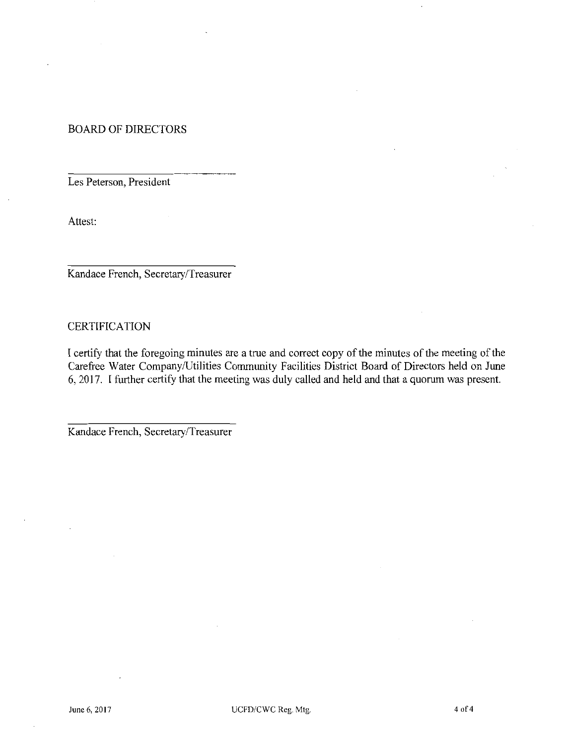BOARD OF DIRECTORS

\_\_\_\_\_\_\_\_\_\_\_\_\_\_\_\_\_\_\_\_\_\_\_\_\_\_\_\_\_\_

Les Peterson, President

Attest:

\_\_\_\_\_\_\_\_\_\_\_\_\_\_\_\_\_\_\_\_\_\_\_\_\_\_\_\_\_\_

Kandace French, Secretary/Treasurer

CERTIFICATION

I certify that the foregoing minutes are a true and correct copy of the minutes of the meeting of the Carefree Water Company/Utilities Community Facilities District Board of Directors held on June 6, 2017. I further certify that the meeting was duly called and held and that a quorum was present.

\_\_\_\_\_\_\_\_\_\_\_\_\_\_\_\_\_\_\_\_\_\_\_\_\_\_\_\_\_\_

Kandace French, Secretary/Treasurer